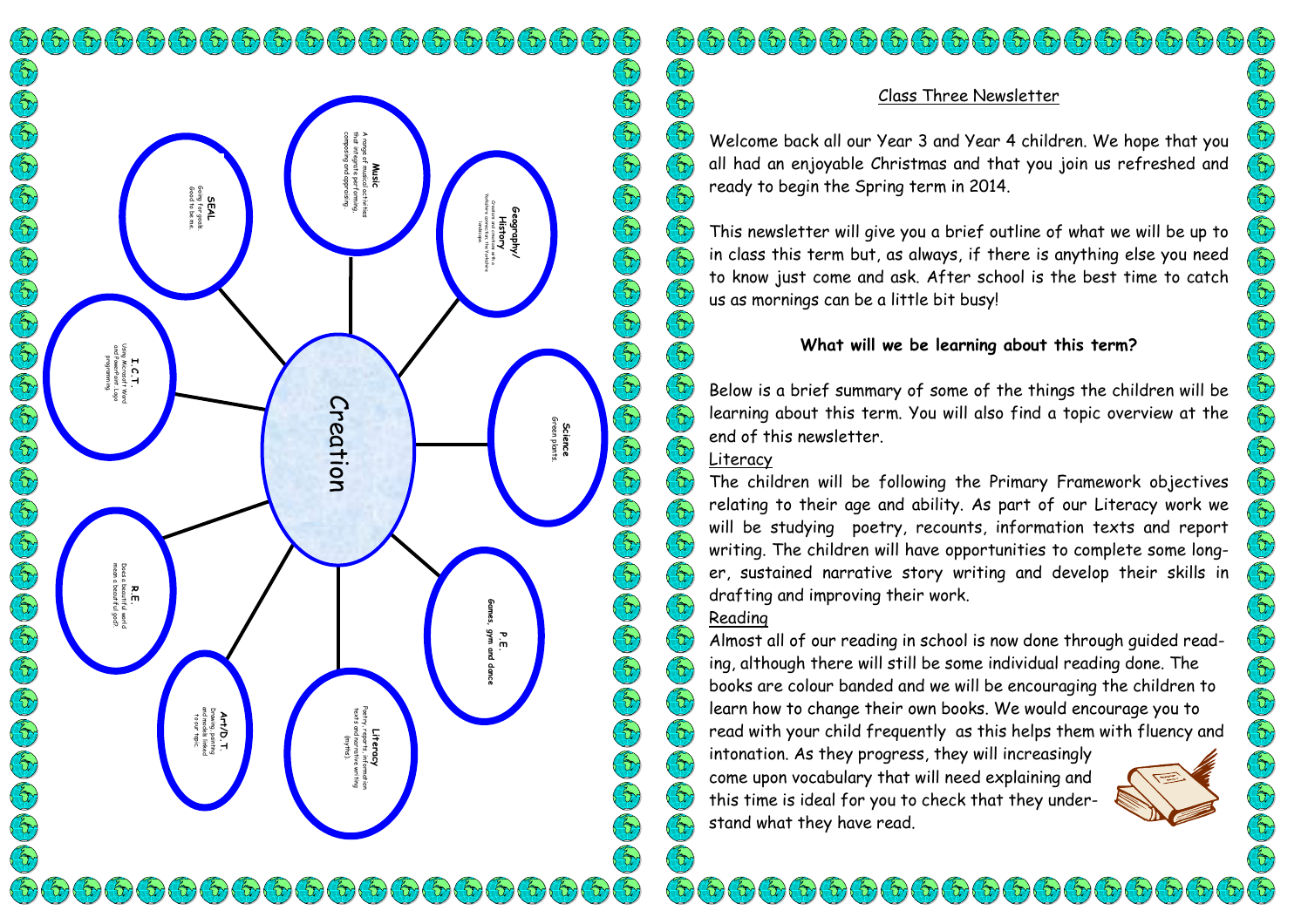# Creation

**Music**
A range of musical activities that integrate performing, composing and appraising.

**Geography/ History**
Creatures and creation within Yorkshire connection. The Yorkshire landscape.

**Science**
Green plants.

**P.E.**
Games, gym and dance

**Literacy**
Poetry, reports, information texts and narrative writing (myths).

**Art/D.T.**
Drawing, painting and models linked to our topic.

**R.E.**
Does a beautiful world mean a beautiful god?

**I.C.T.**
Using Microsoft Word and PowerPoint. Logo programming.

**SEAL**
Going for goals. Good to be me.

## Class Three Newsletter

Welcome back all our Year 3 and Year 4 children. We hope that you all had an enjoyable Christmas and that you join us refreshed and ready to begin the Spring term in 2014.

This newsletter will give you a brief outline of what we will be up to in class this term but, as always, if there is anything else you need to know just come and ask. After school is the best time to catch us as mornings can be a little bit busy!

### What will we be learning about this term?

Below is a brief summary of some of the things the children will be learning about this term. You will also find a topic overview at the end of this newsletter.

**Literacy**

The children will be following the Primary Framework objectives relating to their age and ability. As part of our Literacy work we will be studying poetry, recounts, information texts and report writing. The children will have opportunities to complete some longer, sustained narrative story writing and develop their skills in drafting and improving their work.

**Reading**

Almost all of our reading in school is now done through guided reading, although there will still be some individual reading done. The books are colour banded and we will be encouraging the children to learn how to change their own books. We would encourage you to read with your child frequently as this helps them with fluency and intonation. As they progress, they will increasingly come upon vocabulary that will need explaining and this time is ideal for you to check that they understand what they have read.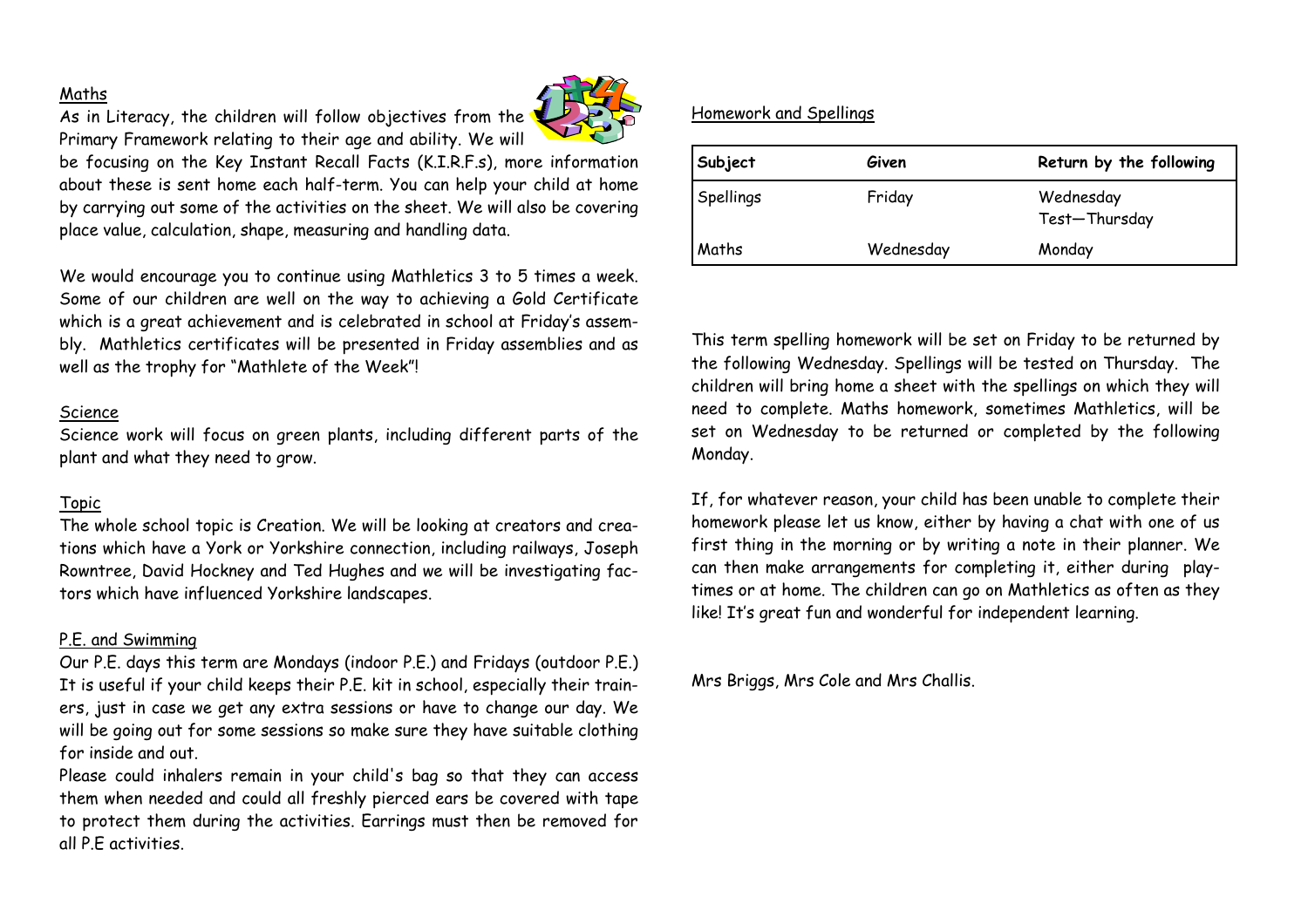## Maths

As in Literacy, the children will follow objectives from the Primary Framework relating to their age and ability. We will be focusing on the Key Instant Recall Facts (K.I.R.F.s), more information about these is sent home each half-term. You can help your child at home by carrying out some of the activities on the sheet. We will also be covering place value, calculation, shape, measuring and handling data.

We would encourage you to continue using Mathletics 3 to 5 times a week. Some of our children are well on the way to achieving a Gold Certificate which is a great achievement and is celebrated in school at Friday's assembly. Mathletics certificates will be presented in Friday assemblies and as well as the trophy for "Mathlete of the Week"!

## Science

Science work will focus on green plants, including different parts of the plant and what they need to grow.

## Topic

The whole school topic is Creation. We will be looking at creators and creations which have a York or Yorkshire connection, including railways, Joseph Rowntree, David Hockney and Ted Hughes and we will be investigating factors which have influenced Yorkshire landscapes.

## P.E. and Swimming

Our P.E. days this term are Mondays (indoor P.E.) and Fridays (outdoor P.E.) It is useful if your child keeps their P.E. kit in school, especially their trainers, just in case we get any extra sessions or have to change our day. We will be going out for some sessions so make sure they have suitable clothing for inside and out.

Please could inhalers remain in your child's bag so that they can access them when needed and could all freshly pierced ears be covered with tape to protect them during the activities. Earrings must then be removed for all P.E activities.

## Homework and Spellings

| **Subject** | **Given** | **Return by the following** |
|---|---|---|
| Spellings | Friday | Wednesday<br>Test—Thursday |
| Maths | Wednesday | Monday |

This term spelling homework will be set on Friday to be returned by the following Wednesday. Spellings will be tested on Thursday. The children will bring home a sheet with the spellings on which they will need to complete. Maths homework, sometimes Mathletics, will be set on Wednesday to be returned or completed by the following Monday.

If, for whatever reason, your child has been unable to complete their homework please let us know, either by having a chat with one of us first thing in the morning or by writing a note in their planner. We can then make arrangements for completing it, either during playtimes or at home. The children can go on Mathletics as often as they like! It's great fun and wonderful for independent learning.

Mrs Briggs, Mrs Cole and Mrs Challis.